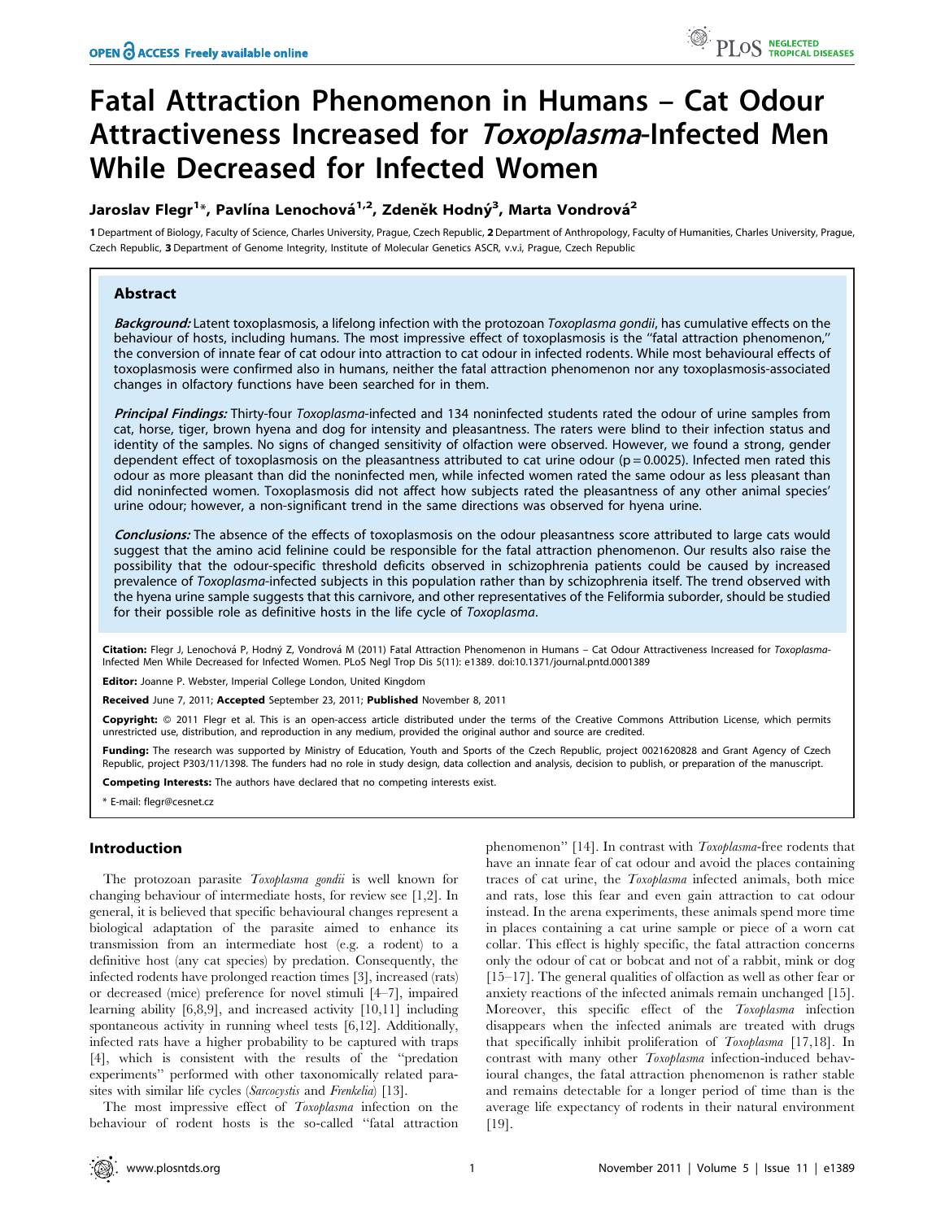# Fatal Attraction Phenomenon in Humans – Cat Odour Attractiveness Increased for *Toxoplasma*-Infected Men While Decreased for Infected Women

**Jaroslav Flegr[1]*, Pavlína Lenochová[1,2], Zdeněk Hodný[3], Marta Vondrová[2]**

1 Department of Biology, Faculty of Science, Charles University, Prague, Czech Republic, 2 Department of Anthropology, Faculty of Humanities, Charles University, Prague, Czech Republic, 3 Department of Genome Integrity, Institute of Molecular Genetics ASCR, v.v.i, Prague, Czech Republic

## Abstract

***Background:*** Latent toxoplasmosis, a lifelong infection with the protozoan *Toxoplasma gondii*, has cumulative effects on the behaviour of hosts, including humans. The most impressive effect of toxoplasmosis is the "fatal attraction phenomenon," the conversion of innate fear of cat odour into attraction to cat odour in infected rodents. While most behavioural effects of toxoplasmosis were confirmed also in humans, neither the fatal attraction phenomenon nor any toxoplasmosis-associated changes in olfactory functions have been searched for in them.

***Principal Findings:*** Thirty-four *Toxoplasma*-infected and 134 noninfected students rated the odour of urine samples from cat, horse, tiger, brown hyena and dog for intensity and pleasantness. The raters were blind to their infection status and identity of the samples. No signs of changed sensitivity of olfaction were observed. However, we found a strong, gender dependent effect of toxoplasmosis on the pleasantness attributed to cat urine odour ($p = 0.0025$). Infected men rated this odour as more pleasant than did the noninfected men, while infected women rated the same odour as less pleasant than did noninfected women. Toxoplasmosis did not affect how subjects rated the pleasantness of any other animal species' urine odour; however, a non-significant trend in the same directions was observed for hyena urine.

***Conclusions:*** The absence of the effects of toxoplasmosis on the odour pleasantness score attributed to large cats would suggest that the amino acid felinine could be responsible for the fatal attraction phenomenon. Our results also raise the possibility that the odour-specific threshold deficits observed in schizophrenia patients could be caused by increased prevalence of *Toxoplasma*-infected subjects in this population rather than by schizophrenia itself. The trend observed with the hyena urine sample suggests that this carnivore, and other representatives of the Feliformia suborder, should be studied for their possible role as definitive hosts in the life cycle of *Toxoplasma*.

**Citation:** Flegr J, Lenochová P, Hodný Z, Vondrová M (2011) Fatal Attraction Phenomenon in Humans – Cat Odour Attractiveness Increased for *Toxoplasma*-Infected Men While Decreased for Infected Women. PLoS Negl Trop Dis 5(11): e1389. doi:10.1371/journal.pntd.0001389

**Editor:** Joanne P. Webster, Imperial College London, United Kingdom

**Received** June 7, 2011; **Accepted** September 23, 2011; **Published** November 8, 2011

**Copyright:** © 2011 Flegr et al. This is an open-access article distributed under the terms of the Creative Commons Attribution License, which permits unrestricted use, distribution, and reproduction in any medium, provided the original author and source are credited.

**Funding:** The research was supported by Ministry of Education, Youth and Sports of the Czech Republic, project 0021620828 and Grant Agency of Czech Republic, project P303/11/1398. The funders had no role in study design, data collection and analysis, decision to publish, or preparation of the manuscript.

**Competing Interests:** The authors have declared that no competing interests exist.

\* E-mail: flegr@cesnet.cz

## Introduction

The protozoan parasite *Toxoplasma gondii* is well known for changing behaviour of intermediate hosts, for review see [1,2]. In general, it is believed that specific behavioural changes represent a biological adaptation of the parasite aimed to enhance its transmission from an intermediate host (e.g. a rodent) to a definitive host (any cat species) by predation. Consequently, the infected rodents have prolonged reaction times [3], increased (rats) or decreased (mice) preference for novel stimuli [4–7], impaired learning ability [6,8,9], and increased activity [10,11] including spontaneous activity in running wheel tests [6,12]. Additionally, infected rats have a higher probability to be captured with traps [4], which is consistent with the results of the "predation experiments" performed with other taxonomically related parasites with similar life cycles (*Sarcocystis* and *Frenkelia*) [13].

The most impressive effect of *Toxoplasma* infection on the behaviour of rodent hosts is the so-called "fatal attraction phenomenon" [14]. In contrast with *Toxoplasma*-free rodents that have an innate fear of cat odour and avoid the places containing traces of cat urine, the *Toxoplasma* infected animals, both mice and rats, lose this fear and even gain attraction to cat odour instead. In the arena experiments, these animals spend more time in places containing a cat urine sample or piece of a worn cat collar. This effect is highly specific, the fatal attraction concerns only the odour of cat or bobcat and not of a rabbit, mink or dog [15–17]. The general qualities of olfaction as well as other fear or anxiety reactions of the infected animals remain unchanged [15]. Moreover, this specific effect of the *Toxoplasma* infection disappears when the infected animals are treated with drugs that specifically inhibit proliferation of *Toxoplasma* [17,18]. In contrast with many other *Toxoplasma* infection-induced behavioural changes, the fatal attraction phenomenon is rather stable and remains detectable for a longer period of time than is the average life expectancy of rodents in their natural environment [19].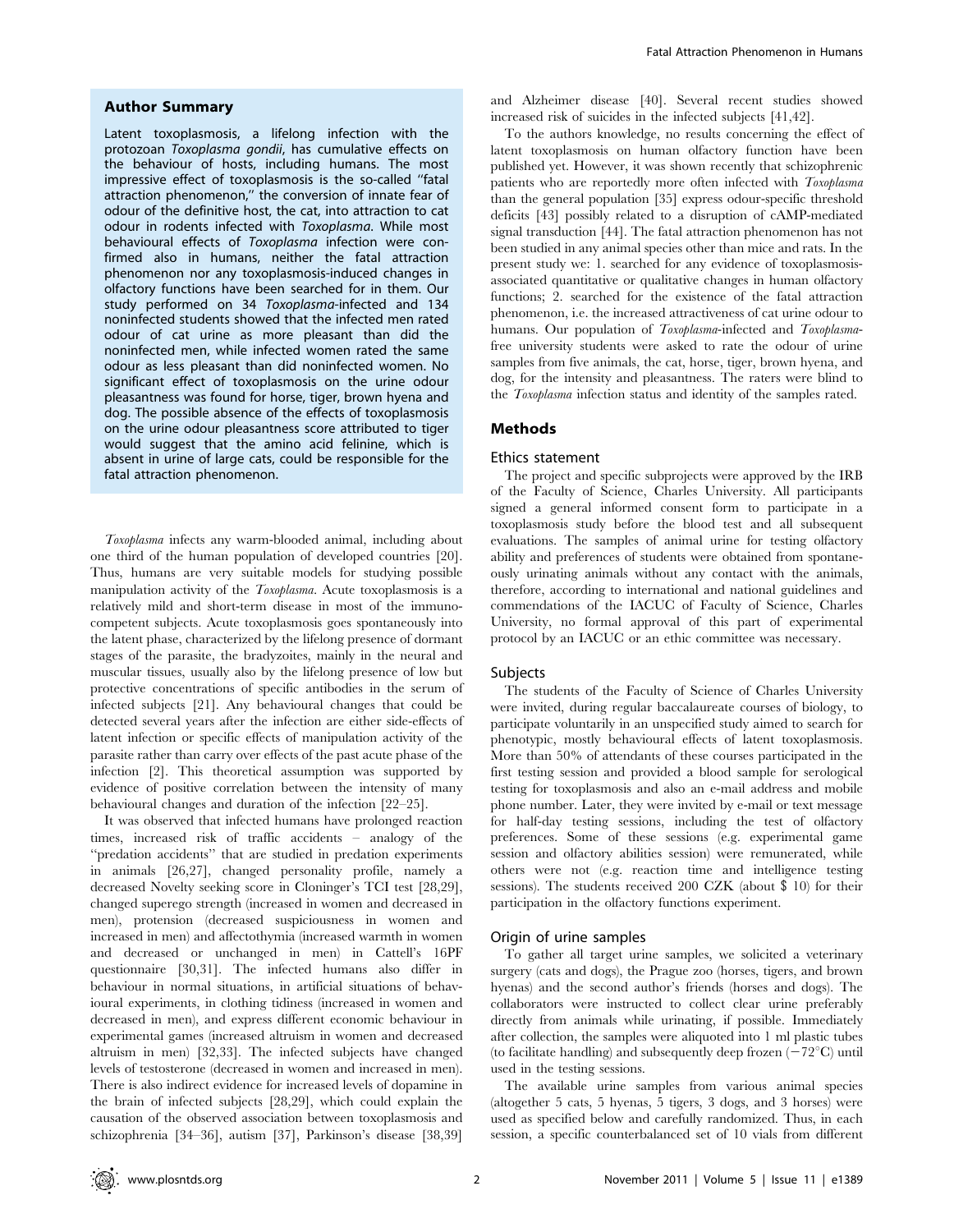## Author Summary

Latent toxoplasmosis, a lifelong infection with the protozoan *Toxoplasma gondii*, has cumulative effects on the behaviour of hosts, including humans. The most impressive effect of toxoplasmosis is the so-called ''fatal attraction phenomenon,'' the conversion of innate fear of odour of the definitive host, the cat, into attraction to cat odour in rodents infected with *Toxoplasma*. While most behavioural effects of *Toxoplasma* infection were confirmed also in humans, neither the fatal attraction phenomenon nor any toxoplasmosis-induced changes in olfactory functions have been searched for in them. Our study performed on 34 *Toxoplasma*-infected and 134 noninfected students showed that the infected men rated odour of cat urine as more pleasant than did the noninfected men, while infected women rated the same odour as less pleasant than did noninfected women. No significant effect of toxoplasmosis on the urine odour pleasantness was found for horse, tiger, brown hyena and dog. The possible absence of the effects of toxoplasmosis on the urine odour pleasantness score attributed to tiger would suggest that the amino acid felinine, which is absent in urine of large cats, could be responsible for the fatal attraction phenomenon.

*Toxoplasma* infects any warm-blooded animal, including about one third of the human population of developed countries [20]. Thus, humans are very suitable models for studying possible manipulation activity of the *Toxoplasma*. Acute toxoplasmosis is a relatively mild and short-term disease in most of the immunocompetent subjects. Acute toxoplasmosis goes spontaneously into the latent phase, characterized by the lifelong presence of dormant stages of the parasite, the bradyzoites, mainly in the neural and muscular tissues, usually also by the lifelong presence of low but protective concentrations of specific antibodies in the serum of infected subjects [21]. Any behavioural changes that could be detected several years after the infection are either side-effects of latent infection or specific effects of manipulation activity of the parasite rather than carry over effects of the past acute phase of the infection [2]. This theoretical assumption was supported by evidence of positive correlation between the intensity of many behavioural changes and duration of the infection [22–25].

It was observed that infected humans have prolonged reaction times, increased risk of traffic accidents – analogy of the ''predation accidents'' that are studied in predation experiments in animals [26,27], changed personality profile, namely a decreased Novelty seeking score in Cloninger's TCI test [28,29], changed superego strength (increased in women and decreased in men), protension (decreased suspiciousness in women and increased in men) and affectothymia (increased warmth in women and decreased or unchanged in men) in Cattell's 16PF questionnaire [30,31]. The infected humans also differ in behaviour in normal situations, in artificial situations of behavioural experiments, in clothing tidiness (increased in women and decreased in men), and express different economic behaviour in experimental games (increased altruism in women and decreased altruism in men) [32,33]. The infected subjects have changed levels of testosterone (decreased in women and increased in men). There is also indirect evidence for increased levels of dopamine in the brain of infected subjects [28,29], which could explain the causation of the observed association between toxoplasmosis and schizophrenia [34–36], autism [37], Parkinson's disease [38,39] and Alzheimer disease [40]. Several recent studies showed increased risk of suicides in the infected subjects [41,42].

To the authors knowledge, no results concerning the effect of latent toxoplasmosis on human olfactory function have been published yet. However, it was shown recently that schizophrenic patients who are reportedly more often infected with *Toxoplasma* than the general population [35] express odour-specific threshold deficits [43] possibly related to a disruption of cAMP-mediated signal transduction [44]. The fatal attraction phenomenon has not been studied in any animal species other than mice and rats. In the present study we: 1. searched for any evidence of toxoplasmosis-associated quantitative or qualitative changes in human olfactory functions; 2. searched for the existence of the fatal attraction phenomenon, i.e. the increased attractiveness of cat urine odour to humans. Our population of *Toxoplasma*-infected and *Toxoplasma*-free university students were asked to rate the odour of urine samples from five animals, the cat, horse, tiger, brown hyena, and dog, for the intensity and pleasantness. The raters were blind to the *Toxoplasma* infection status and identity of the samples rated.

## Methods

### Ethics statement

The project and specific subprojects were approved by the IRB of the Faculty of Science, Charles University. All participants signed a general informed consent form to participate in a toxoplasmosis study before the blood test and all subsequent evaluations. The samples of animal urine for testing olfactory ability and preferences of students were obtained from spontaneously urinating animals without any contact with the animals, therefore, according to international and national guidelines and commendations of the IACUC of Faculty of Science, Charles University, no formal approval of this part of experimental protocol by an IACUC or an ethic committee was necessary.

### Subjects

The students of the Faculty of Science of Charles University were invited, during regular baccalaureate courses of biology, to participate voluntarily in an unspecified study aimed to search for phenotypic, mostly behavioural effects of latent toxoplasmosis. More than 50% of attendants of these courses participated in the first testing session and provided a blood sample for serological testing for toxoplasmosis and also an e-mail address and mobile phone number. Later, they were invited by e-mail or text message for half-day testing sessions, including the test of olfactory preferences. Some of these sessions (e.g. experimental game session and olfactory abilities session) were remunerated, while others were not (e.g. reaction time and intelligence testing sessions). The students received 200 CZK (about $ 10) for their participation in the olfactory functions experiment.

### Origin of urine samples

To gather all target urine samples, we solicited a veterinary surgery (cats and dogs), the Prague zoo (horses, tigers, and brown hyenas) and the second author's friends (horses and dogs). The collaborators were instructed to collect clear urine preferably directly from animals while urinating, if possible. Immediately after collection, the samples were aliquoted into 1 ml plastic tubes (to facilitate handling) and subsequently deep frozen ($-72^{\circ}$C) until used in the testing sessions.

The available urine samples from various animal species (altogether 5 cats, 5 hyenas, 5 tigers, 3 dogs, and 3 horses) were used as specified below and carefully randomized. Thus, in each session, a specific counterbalanced set of 10 vials from different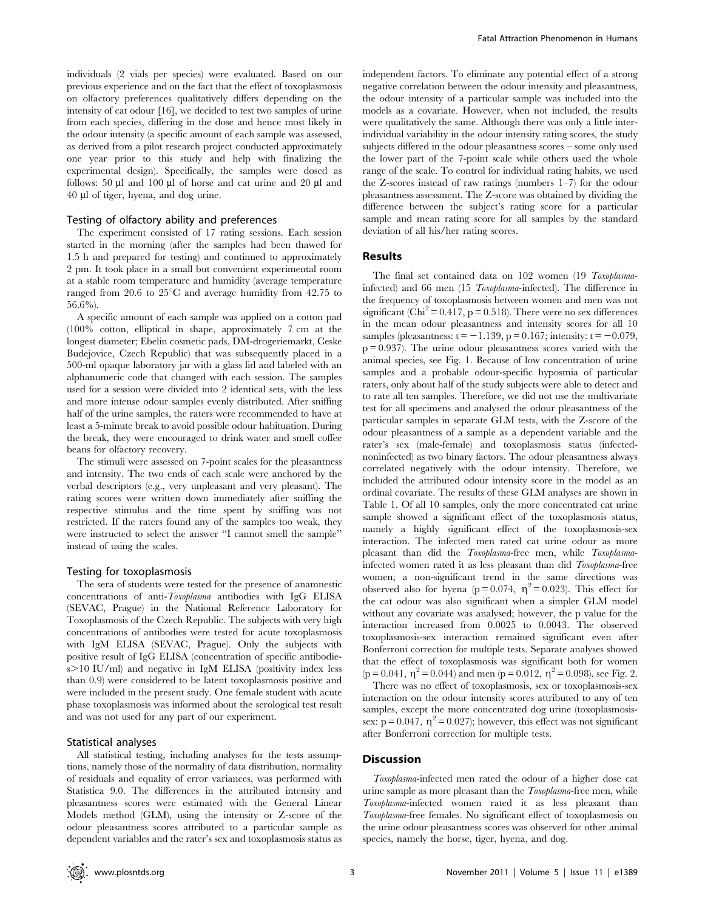individuals (2 vials per species) were evaluated. Based on our previous experience and on the fact that the effect of toxoplasmosis on olfactory preferences qualitatively differs depending on the intensity of cat odour [16], we decided to test two samples of urine from each species, differing in the dose and hence most likely in the odour intensity (a specific amount of each sample was assessed, as derived from a pilot research project conducted approximately one year prior to this study and help with finalizing the experimental design). Specifically, the samples were dosed as follows: 50 µl and 100 µl of horse and cat urine and 20 µl and 40 µl of tiger, hyena, and dog urine.

### Testing of olfactory ability and preferences

The experiment consisted of 17 rating sessions. Each session started in the morning (after the samples had been thawed for 1.5 h and prepared for testing) and continued to approximately 2 pm. It took place in a small but convenient experimental room at a stable room temperature and humidity (average temperature ranged from 20.6 to 25°C and average humidity from 42.75 to 56.6%).

A specific amount of each sample was applied on a cotton pad (100% cotton, elliptical in shape, approximately 7 cm at the longest diameter; Ebelin cosmetic pads, DM-drogeriemarkt, Ceske Budejovice, Czech Republic) that was subsequently placed in a 500-ml opaque laboratory jar with a glass lid and labeled with an alphanumeric code that changed with each session. The samples used for a session were divided into 2 identical sets, with the less and more intense odour samples evenly distributed. After sniffing half of the urine samples, the raters were recommended to have at least a 5-minute break to avoid possible odour habituation. During the break, they were encouraged to drink water and smell coffee beans for olfactory recovery.

The stimuli were assessed on 7-point scales for the pleasantness and intensity. The two ends of each scale were anchored by the verbal descriptors (e.g., very unpleasant and very pleasant). The rating scores were written down immediately after sniffing the respective stimulus and the time spent by sniffing was not restricted. If the raters found any of the samples too weak, they were instructed to select the answer "I cannot smell the sample" instead of using the scales.

### Testing for toxoplasmosis

The sera of students were tested for the presence of anamnestic concentrations of anti-*Toxoplasma* antibodies with IgG ELISA (SEVAC, Prague) in the National Reference Laboratory for Toxoplasmosis of the Czech Republic. The subjects with very high concentrations of antibodies were tested for acute toxoplasmosis with IgM ELISA (SEVAC, Prague). Only the subjects with positive result of IgG ELISA (concentration of specific antibodies>10 IU/ml) and negative in IgM ELISA (positivity index less than 0.9) were considered to be latent toxoplasmosis positive and were included in the present study. One female student with acute phase toxoplasmosis was informed about the serological test result and was not used for any part of our experiment.

### Statistical analyses

All statistical testing, including analyses for the tests assumptions, namely those of the normality of data distribution, normality of residuals and equality of error variances, was performed with Statistica 9.0. The differences in the attributed intensity and pleasantness scores were estimated with the General Linear Models method (GLM), using the intensity or Z-score of the odour pleasantness scores attributed to a particular sample as dependent variables and the rater's sex and toxoplasmosis status as independent factors. To eliminate any potential effect of a strong negative correlation between the odour intensity and pleasantness, the odour intensity of a particular sample was included into the models as a covariate. However, when not included, the results were qualitatively the same. Although there was only a little inter-individual variability in the odour intensity rating scores, the study subjects differed in the odour pleasantness scores – some only used the lower part of the 7-point scale while others used the whole range of the scale. To control for individual rating habits, we used the Z-scores instead of raw ratings (numbers 1–7) for the odour pleasantness assessment. The Z-score was obtained by dividing the difference between the subject's rating score for a particular sample and mean rating score for all samples by the standard deviation of all his/her rating scores.

## Results

The final set contained data on 102 women (19 *Toxoplasma*-infected) and 66 men (15 *Toxoplasma*-infected). The difference in the frequency of toxoplasmosis between women and men was not significant ($Chi^2 = 0.417$, $p = 0.518$). There were no sex differences in the mean odour pleasantness and intensity scores for all 10 samples (pleasantness: $t = -1.139$, $p = 0.167$; intensity: $t = -0.079$, $p = 0.937$). The urine odour pleasantness scores varied with the animal species, see Fig. 1. Because of low concentration of urine samples and a probable odour-specific hyposmia of particular raters, only about half of the study subjects were able to detect and to rate all ten samples. Therefore, we did not use the multivariate test for all specimens and analysed the odour pleasantness of the particular samples in separate GLM tests, with the Z-score of the odour pleasantness of a sample as a dependent variable and the rater's sex (male-female) and toxoplasmosis status (infected-noninfected) as two binary factors. The odour pleasantness always correlated negatively with the odour intensity. Therefore, we included the attributed odour intensity score in the model as an ordinal covariate. The results of these GLM analyses are shown in Table 1. Of all 10 samples, only the more concentrated cat urine sample showed a significant effect of the toxoplasmosis status, namely a highly significant effect of the toxoplasmosis-sex interaction. The infected men rated cat urine odour as more pleasant than did the *Toxoplasma*-free men, while *Toxoplasma*-infected women rated it as less pleasant than did *Toxoplasma*-free women; a non-significant trend in the same directions was observed also for hyena ($p = 0.074$, $\eta^2 = 0.023$). This effect for the cat odour was also significant when a simpler GLM model without any covariate was analysed; however, the p value for the interaction increased from 0.0025 to 0.0043. The observed toxoplasmosis-sex interaction remained significant even after Bonferroni correction for multiple tests. Separate analyses showed that the effect of toxoplasmosis was significant both for women ($p = 0.041$, $\eta^2 = 0.044$) and men ($p = 0.012$, $\eta^2 = 0.098$), see Fig. 2.

There was no effect of toxoplasmosis, sex or toxoplasmosis-sex interaction on the odour intensity scores attributed to any of ten samples, except the more concentrated dog urine (toxoplasmosis-sex: $p = 0.047$, $\eta^2 = 0.027$); however, this effect was not significant after Bonferroni correction for multiple tests.

## Discussion

*Toxoplasma*-infected men rated the odour of a higher dose cat urine sample as more pleasant than the *Toxoplasma*-free men, while *Toxoplasma*-infected women rated it as less pleasant than *Toxoplasma*-free females. No significant effect of toxoplasmosis on the urine odour pleasantness scores was observed for other animal species, namely the horse, tiger, hyena, and dog.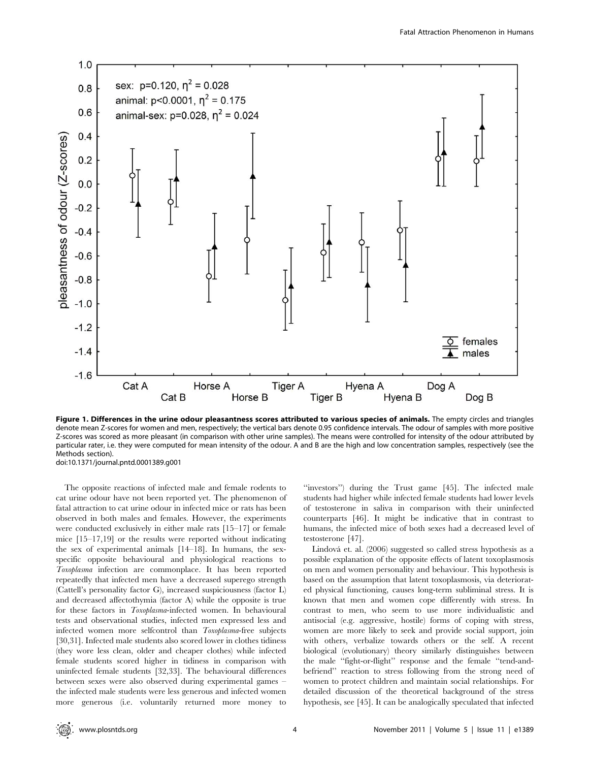**Figure 1. Differences in the urine odour pleasantness scores attributed to various species of animals.** The empty circles and triangles denote mean Z-scores for women and men, respectively; the vertical bars denote 0.95 confidence intervals. The odour of samples with more positive Z-scores was scored as more pleasant (in comparison with other urine samples). The means were controlled for intensity of the odour attributed by particular rater, i.e. they were computed for mean intensity of the odour. A and B are the high and low concentration samples, respectively (see the Methods section).
doi:10.1371/journal.pntd.0001389.g001

The opposite reactions of infected male and female rodents to cat urine odour have not been reported yet. The phenomenon of fatal attraction to cat urine odour in infected mice or rats has been observed in both males and females. However, the experiments were conducted exclusively in either male rats [15–17] or female mice [15–17,19] or the results were reported without indicating the sex of experimental animals [14–18]. In humans, the sex-specific opposite behavioural and physiological reactions to *Toxoplasma* infection are commonplace. It has been reported repeatedly that infected men have a decreased superego strength (Cattell's personality factor G), increased suspiciousness (factor L) and decreased affectothymia (factor A) while the opposite is true for these factors in *Toxoplasma*-infected women. In behavioural tests and observational studies, infected men expressed less and infected women more selfcontrol than *Toxoplasma*-free subjects [30,31]. Infected male students also scored lower in clothes tidiness (they wore less clean, older and cheaper clothes) while infected female students scored higher in tidiness in comparison with uninfected female students [32,33]. The behavioural differences between sexes were also observed during experimental games – the infected male students were less generous and infected women more generous (i.e. voluntarily returned more money to "investors") during the Trust game [45]. The infected male students had higher while infected female students had lower levels of testosterone in saliva in comparison with their uninfected counterparts [46]. It might be indicative that in contrast to humans, the infected mice of both sexes had a decreased level of testosterone [47].

Lindová et. al. (2006) suggested so called stress hypothesis as a possible explanation of the opposite effects of latent toxoplasmosis on men and women personality and behaviour. This hypothesis is based on the assumption that latent toxoplasmosis, via deteriorated physical functioning, causes long-term subliminal stress. It is known that men and women cope differently with stress. In contrast to men, who seem to use more individualistic and antisocial (e.g. aggressive, hostile) forms of coping with stress, women are more likely to seek and provide social support, join with others, verbalize towards others or the self. A recent biological (evolutionary) theory similarly distinguishes between the male "fight-or-flight" response and the female "tend-and-befriend" reaction to stress following from the strong need of women to protect children and maintain social relationships. For detailed discussion of the theoretical background of the stress hypothesis, see [45]. It can be analogically speculated that infected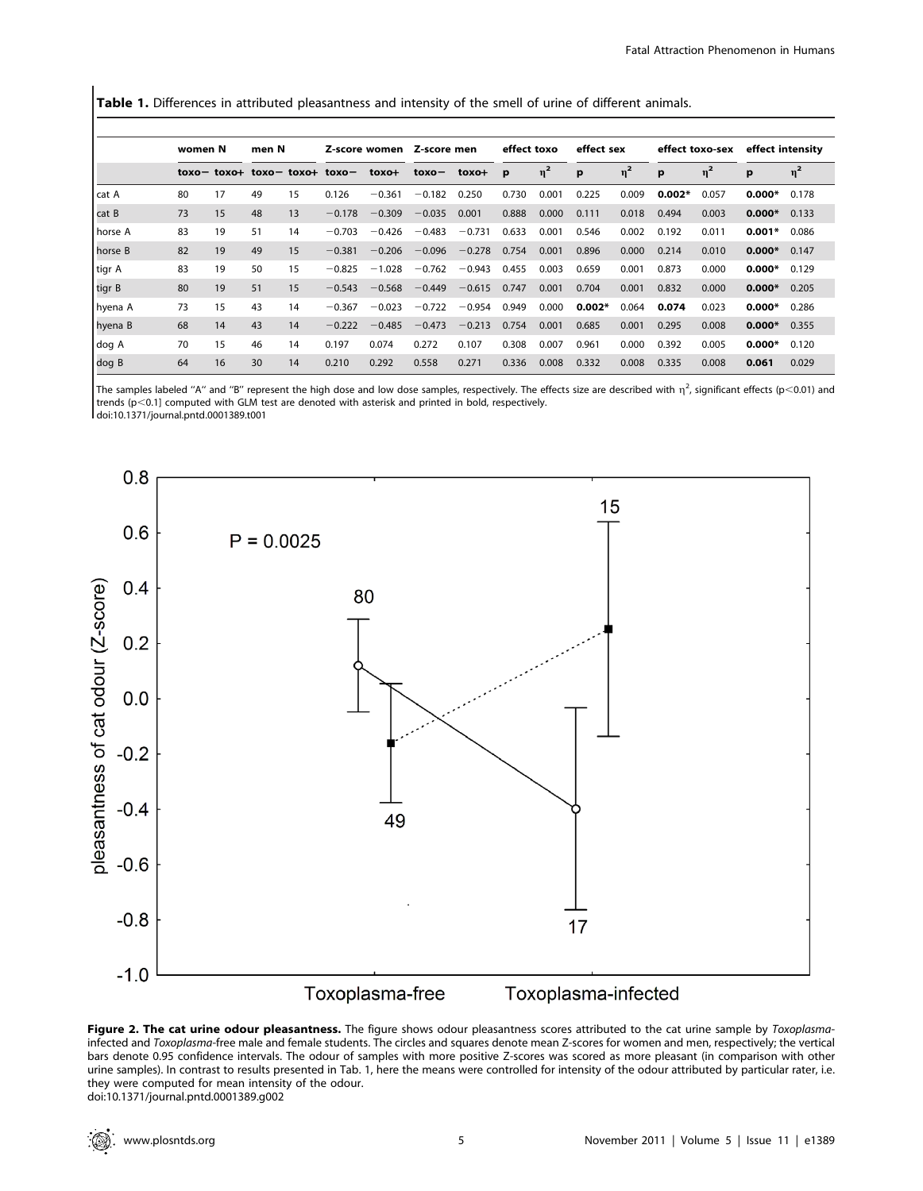**Table 1.** Differences in attributed pleasantness and intensity of the smell of urine of different animals.

| | women N | | men N | | Z-score women | | Z-score men | | effect toxo | | effect sex | | effect toxo-sex | | effect intensity | |
|---|---|---|---|---|---|---|---|---|---|---|---|---|---|---|---|---|
| | toxo− | toxo+ | toxo− | toxo+ | toxo− | toxo+ | toxo− | toxo+ | p | $\eta^2$ | p | $\eta^2$ | p | $\eta^2$ | p | $\eta^2$ |
| cat A | 80 | 17 | 49 | 15 | 0.126 | −0.361 | −0.182 | 0.250 | 0.730 | 0.001 | 0.225 | 0.009 | **0.002*** | 0.057 | **0.000*** | 0.178 |
| cat B | 73 | 15 | 48 | 13 | −0.178 | −0.309 | −0.035 | 0.001 | 0.888 | 0.000 | 0.111 | 0.018 | 0.494 | 0.003 | **0.000*** | 0.133 |
| horse A | 83 | 19 | 51 | 14 | −0.703 | −0.426 | −0.483 | −0.731 | 0.633 | 0.001 | 0.546 | 0.002 | 0.192 | 0.011 | **0.001*** | 0.086 |
| horse B | 82 | 19 | 49 | 15 | −0.381 | −0.206 | −0.096 | −0.278 | 0.754 | 0.001 | 0.896 | 0.000 | 0.214 | 0.010 | **0.000*** | 0.147 |
| tigr A | 83 | 19 | 50 | 15 | −0.825 | −1.028 | −0.762 | −0.943 | 0.455 | 0.003 | 0.659 | 0.001 | 0.873 | 0.000 | **0.000*** | 0.129 |
| tigr B | 80 | 19 | 51 | 15 | −0.543 | −0.568 | −0.449 | −0.615 | 0.747 | 0.001 | 0.704 | 0.001 | 0.832 | 0.000 | **0.000*** | 0.205 |
| hyena A | 73 | 15 | 43 | 14 | −0.367 | −0.023 | −0.722 | −0.954 | 0.949 | 0.000 | **0.002*** | 0.064 | **0.074** | 0.023 | **0.000*** | 0.286 |
| hyena B | 68 | 14 | 43 | 14 | −0.222 | −0.485 | −0.473 | −0.213 | 0.754 | 0.001 | 0.685 | 0.001 | 0.295 | 0.008 | **0.000*** | 0.355 |
| dog A | 70 | 15 | 46 | 14 | 0.197 | 0.074 | 0.272 | 0.107 | 0.308 | 0.007 | 0.961 | 0.000 | 0.392 | 0.005 | **0.000*** | 0.120 |
| dog B | 64 | 16 | 30 | 14 | 0.210 | 0.292 | 0.558 | 0.271 | 0.336 | 0.008 | 0.332 | 0.008 | 0.335 | 0.008 | **0.061** | 0.029 |

The samples labeled "A" and "B" represent the high dose and low dose samples, respectively. The effects size are described with $\eta^2$, significant effects ($p<0.01$) and trends ($p<0.1$] computed with GLM test are denoted with asterisk and printed in bold, respectively.
doi:10.1371/journal.pntd.0001389.t001

**Figure 2. The cat urine odour pleasantness.** The figure shows odour pleasantness scores attributed to the cat urine sample by *Toxoplasma*-infected and *Toxoplasma*-free male and female students. The circles and squares denote mean Z-scores for women and men, respectively; the vertical bars denote 0.95 confidence intervals. The odour of samples with more positive Z-scores was scored as more pleasant (in comparison with other urine samples). In contrast to results presented in Tab. 1, here the means were controlled for intensity of the odour attributed by particular rater, i.e. they were computed for mean intensity of the odour.
doi:10.1371/journal.pntd.0001389.g002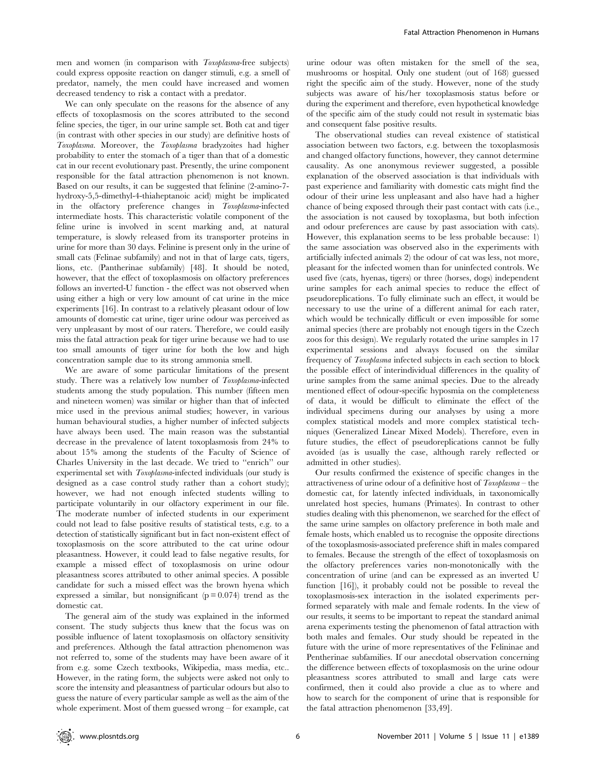men and women (in comparison with *Toxoplasma*-free subjects) could express opposite reaction on danger stimuli, e.g. a smell of predator, namely, the men could have increased and women decreased tendency to risk a contact with a predator.

We can only speculate on the reasons for the absence of any effects of toxoplasmosis on the scores attributed to the second feline species, the tiger, in our urine sample set. Both cat and tiger (in contrast with other species in our study) are definitive hosts of *Toxoplasma*. Moreover, the *Toxoplasma* bradyzoites had higher probability to enter the stomach of a tiger than that of a domestic cat in our recent evolutionary past. Presently, the urine component responsible for the fatal attraction phenomenon is not known. Based on our results, it can be suggested that felinine (2-amino-7-hydroxy-5,5-dimethyl-4-thiaheptanoic acid) might be implicated in the olfactory preference changes in *Toxoplasma*-infected intermediate hosts. This characteristic volatile component of the feline urine is involved in scent marking and, at natural temperature, is slowly released from its transporter proteins in urine for more than 30 days. Felinine is present only in the urine of small cats (Felinae subfamily) and not in that of large cats, tigers, lions, etc. (Pantherinae subfamily) [48]. It should be noted, however, that the effect of toxoplasmosis on olfactory preferences follows an inverted-U function - the effect was not observed when using either a high or very low amount of cat urine in the mice experiments [16]. In contrast to a relatively pleasant odour of low amounts of domestic cat urine, tiger urine odour was perceived as very unpleasant by most of our raters. Therefore, we could easily miss the fatal attraction peak for tiger urine because we had to use too small amounts of tiger urine for both the low and high concentration sample due to its strong ammonia smell.

We are aware of some particular limitations of the present study. There was a relatively low number of *Toxoplasma*-infected students among the study population. This number (fifteen men and nineteen women) was similar or higher than that of infected mice used in the previous animal studies; however, in various human behavioural studies, a higher number of infected subjects have always been used. The main reason was the substantial decrease in the prevalence of latent toxoplasmosis from 24% to about 15% among the students of the Faculty of Science of Charles University in the last decade. We tried to "enrich" our experimental set with *Toxoplasma*-infected individuals (our study is designed as a case control study rather than a cohort study); however, we had not enough infected students willing to participate voluntarily in our olfactory experiment in our file. The moderate number of infected students in our experiment could not lead to false positive results of statistical tests, e.g. to a detection of statistically significant but in fact non-existent effect of toxoplasmosis on the score attributed to the cat urine odour pleasantness. However, it could lead to false negative results, for example a missed effect of toxoplasmosis on urine odour pleasantness scores attributed to other animal species. A possible candidate for such a missed effect was the brown hyena which expressed a similar, but nonsignificant ($p = 0.074$) trend as the domestic cat.

The general aim of the study was explained in the informed consent. The study subjects thus knew that the focus was on possible influence of latent toxoplasmosis on olfactory sensitivity and preferences. Although the fatal attraction phenomenon was not referred to, some of the students may have been aware of it from e.g. some Czech textbooks, Wikipedia, mass media, etc.. However, in the rating form, the subjects were asked not only to score the intensity and pleasantness of particular odours but also to guess the nature of every particular sample as well as the aim of the whole experiment. Most of them guessed wrong – for example, cat urine odour was often mistaken for the smell of the sea, mushrooms or hospital. Only one student (out of 168) guessed right the specific aim of the study. However, none of the study subjects was aware of his/her toxoplasmosis status before or during the experiment and therefore, even hypothetical knowledge of the specific aim of the study could not result in systematic bias and consequent false positive results.

The observational studies can reveal existence of statistical association between two factors, e.g. between the toxoplasmosis and changed olfactory functions, however, they cannot determine causality. As one anonymous reviewer suggested, a possible explanation of the observed association is that individuals with past experience and familiarity with domestic cats might find the odour of their urine less unpleasant and also have had a higher chance of being exposed through their past contact with cats (i.e., the association is not caused by toxoplasma, but both infection and odour preferences are cause by past association with cats). However, this explanation seems to be less probable because: 1) the same association was observed also in the experiments with artificially infected animals 2) the odour of cat was less, not more, pleasant for the infected women than for uninfected controls. We used five (cats, hyenas, tigers) or three (horses, dogs) independent urine samples for each animal species to reduce the effect of pseudoreplications. To fully eliminate such an effect, it would be necessary to use the urine of a different animal for each rater, which would be technically difficult or even impossible for some animal species (there are probably not enough tigers in the Czech zoos for this design). We regularly rotated the urine samples in 17 experimental sessions and always focused on the similar frequency of *Toxoplasma* infected subjects in each section to block the possible effect of interindividual differences in the quality of urine samples from the same animal species. Due to the already mentioned effect of odour-specific hyposmia on the completeness of data, it would be difficult to eliminate the effect of the individual specimens during our analyses by using a more complex statistical models and more complex statistical techniques (Generalized Linear Mixed Models). Therefore, even in future studies, the effect of pseudoreplications cannot be fully avoided (as is usually the case, although rarely reflected or admitted in other studies).

Our results confirmed the existence of specific changes in the attractiveness of urine odour of a definitive host of *Toxoplasma* – the domestic cat, for latently infected individuals, in taxonomically unrelated host species, humans (Primates). In contrast to other studies dealing with this phenomenon, we searched for the effect of the same urine samples on olfactory preference in both male and female hosts, which enabled us to recognise the opposite directions of the toxoplasmosis-associated preference shift in males compared to females. Because the strength of the effect of toxoplasmosis on the olfactory preferences varies non-monotonically with the concentration of urine (and can be expressed as an inverted U function [16]), it probably could not be possible to reveal the toxoplasmosis-sex interaction in the isolated experiments performed separately with male and female rodents. In the view of our results, it seems to be important to repeat the standard animal arena experiments testing the phenomenon of fatal attraction with both males and females. Our study should be repeated in the future with the urine of more representatives of the Felininae and Pentherinae subfamilies. If our anecdotal observation concerning the difference between effects of toxoplasmosis on the urine odour pleasantness scores attributed to small and large cats were confirmed, then it could also provide a clue as to where and how to search for the component of urine that is responsible for the fatal attraction phenomenon [33,49].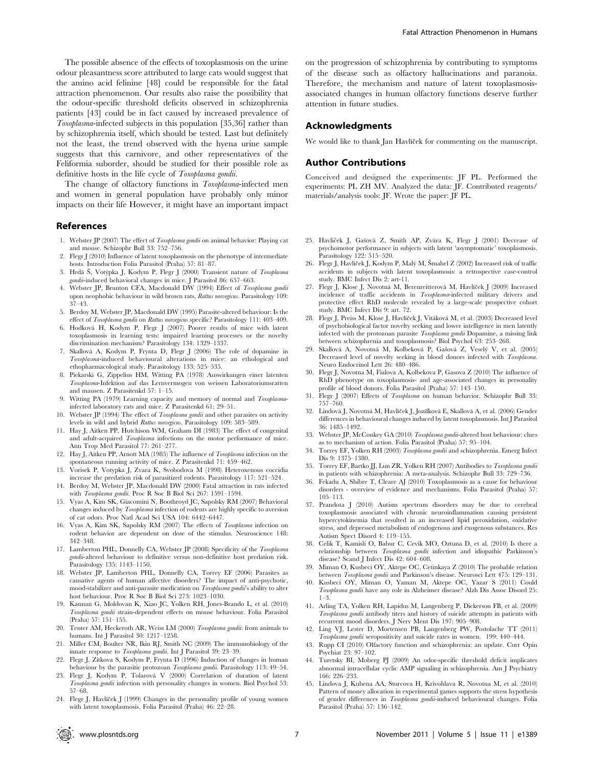The possible absence of the effects of toxoplasmosis on the urine odour pleasantness score attributed to large cats would suggest that the amino acid felinine [48] could be responsible for the fatal attraction phenomenon. Our results also raise the possibility that the odour-specific threshold deficits observed in schizophrenia patients [43] could be in fact caused by increased prevalence of *Toxoplasma*-infected subjects in this population [35,36] rather than by schizophrenia itself, which should be tested. Last but definitely not the least, the trend observed with the hyena urine sample suggests that this carnivore, and other representatives of the Feliformia suborder, should be studied for their possible role as definitive hosts in the life cycle of *Toxoplasma gondii*.

The change of olfactory functions in *Toxoplasma*-infected men and women in general population have probably only minor impacts on their life However, it might have an important impact on the progression of schizophrenia by contributing to symptoms of the disease such as olfactory hallucinations and paranoia. Therefore, the mechanism and nature of latent toxoplasmosis-associated changes in human olfactory functions deserve further attention in future studies.

## Acknowledgments

We would like to thank Jan Havlíček for commenting on the manuscript.

## Author Contributions

Conceived and designed the experiments: JF PL. Performed the experiments: PL ZH MV. Analyzed the data: JF. Contributed reagents/materials/analysis tools: JF. Wrote the paper: JF PL.

## References

1. Webster JP (2007) The effect of *Toxoplasma gondii* on animal behavior: Playing cat and mouse. Schizophr Bull 33: 752–756.
2. Flegr J (2010) Influence of latent toxoplasmosis on the phenotype of intermediate hosts. Introduction Folia Parasitol (Praha) 57: 81–87.
3. Hrdá Š, Votýpka J, Kodym P, Flegr J (2000) Transient nature of *Toxoplasma gondii*-induced behavioral changes in mice. J Parasitol 86: 657–663.
4. Webster JP, Brunton CFA, Macdonald DW (1994) Effect of *Toxoplasma gondii* upon neophobic behaviour in wild brown rats, *Rattus norvegicus*. Parasitology 109: 37–43.
5. Berdoy M, Webster JP, Macdonald DW (1995) Parasite-altered behaviour: Is the effect of *Toxoplasma gondii* on *Rattus norvegicus* specific? Parasitology 111: 403–409.
6. Hodková H, Kodym P, Flegr J (2007) Poorer results of mice with latent toxoplasmosis in learning tests: impaired learning processes or the novelty discrimination mechanism? Parasitology 134: 1329–1337.
7. Skallová A, Kodym P, Frynta D, Flegr J (2006) The role of dopamine in *Toxoplasma*-induced behavioural alterations in mice: an ethological and ethopharmacological study. Parasitology 133: 525–535.
8. Piekarski G, Zippelius HM, Witting PA (1978) Auswirkungen einer latenten *Toxoplasma*-Infektion auf das Lernvermogen von weissen Laboratoriumsratten and mausen. Z Parasitenkd 57: 1–15.
9. Witting PA (1979) Learning capacity and memory of normal and *Toxoplasma*-infected laboratory rats and mice. Z Parasitenkd 61: 29–51.
10. Webster JP (1994) The effect of *Toxoplasma gondii* and other parasites on activity levels in wild and hybrid *Rattus norvegicus*. Parasitology 109: 583–589.
11. Hay J, Aitken PP, Hutchison WM, Graham DI (1983) The effect of congenital and adult-acquired *Toxoplasma* infections on the motor performance of mice. Ann Trop Med Parasitol 77: 261–277.
12. Hay J, Aitken PP, Arnott MA (1985) The influence of *Toxoplasma* infection on the spontaneous running activity of mice. Z Parasitenkd 71: 459–462.
13. Vorisek P, Votypka J, Zvara K, Svobodova M (1998) Heteroxenous coccidia increase the predation risk of parasitized rodents. Parasitology 117: 521–524.
14. Berdoy M, Webster JP, Macdonald DW (2000) Fatal attraction in rats infected with *Toxoplasma gondii*. Proc R Soc B Biol Sci 267: 1591–1594.
15. Vyas A, Kim SK, Giacomini N, Boothroyd JC, Sapolsky RM (2007) Behavioral changes induced by *Toxoplasma* infection of rodents are highly specific to aversion of cat odors. Proc Natl Acad Sci USA 104: 6442–6447.
16. Vyas A, Kim SK, Sapolsky RM (2007) The effects of *Toxoplasma* infection on rodent behavior are dependent on dose of the stimulus. Neuroscience 148: 342–348.
17. Lamberton PHL, Donnelly CA, Webster JP (2008) Specificity of the *Toxoplasma gondii*-altered behaviour to definitive versus non-definitive host predation risk. Parasitology 135: 1143–1150.
18. Webster JP, Lamberton PHL, Donnelly CA, Torrey EF (2006) Parasites as causative agents of human affective disorders? The impact of anti-psychotic, mood-stabilizer and anti-parasite medication on *Toxoplasma gondii*'s ability to alter host behaviour. Proc R Soc B Biol Sci 273: 1023–1030.
19. Kannan G, Moldovan K, Xiao JC, Yolken RH, Jones-Brando L, et al. (2010) *Toxoplasma gondii* strain-dependent effects on mouse behaviour. Folia Parasitol (Praha) 57: 151–155.
20. Tenter AM, Heckeroth AR, Weiss LM (2000) *Toxoplasma gondii*: from animals to humans. Int J Parasitol 30: 1217–1258.
21. Miller CM, Boulter NR, Ikin RJ, Smith NC (2009) The immunobiology of the innate response to *Toxoplasma gondii*. Int J Parasitol 39: 23–39.
22. Flegr J, Zitkova S, Kodym P, Frynta D (1996) Induction of changes in human behaviour by the parasitic protozoan *Toxoplasma gondii*. Parasitology 113: 49–54.
23. Flegr J, Kodym P, Tolarová V (2000) Correlation of duration of latent *Toxoplasma gondii* infection with personality changes in women. Biol Psychol 53: 57–68.
24. Flegr J, Havlíček J (1999) Changes in the personality profile of young women with latent toxoplasmosis. Folia Parasitol (Praha) 46: 22–28.
25. Havlíček J, Gašová Z, Smith AP, Zvára K, Flegr J (2001) Decrease of psychomotor performance in subjects with latent 'asymptomatic' toxoplasmosis. Parasitology 122: 515–520.
26. Flegr J, Havlíček J, Kodym P, Malý M, Šmahel Z (2002) Increased risk of traffic accidents in subjects with latent toxoplasmosis: a retrospective case-control study. BMC Infect Dis 2: art-11.
27. Flegr J, Klose J, Novotná M, Berenreitterová M, Havlíček J (2009) Increased incidence of traffic accidents in *Toxoplasma*-infected military drivers and protective effect RhD molecule revealed by a large-scale prospective cohort study. BMC Infect Dis 9: art. 72.
28. Flegr J, Preiss M, Klose J, Havlíček J, Vitáková M, et al. (2003) Decreased level of psychobiological factor novelty seeking and lower intelligence in men latently infected with the protozoan parasite *Toxoplasma gondii* Dopamine, a missing link between schizophrenia and toxoplasmosis? Biol Psychol 63: 253–268.
29. Skallová A, Novotná M, Kolbeková P, Gašová Z, Veselý V, et al. (2005) Decreased level of novelty seeking in blood donors infected with *Toxoplasma*. Neuro Endocrinol Lett 26: 480–486.
30. Flegr J, Novotna M, Fialova A, Kolbekova P, Gasova Z (2010) The influence of RhD phenotype on toxoplasmosis- and age-associated changes in personality profile of blood donors. Folia Parasitol (Praha) 57: 143–150.
31. Flegr J (2007) Effects of *Toxoplasma* on human behavior. Schizophr Bull 33: 757–760.
32. Lindová J, Novotná M, Havlíček J, Jozífková E, Skallová A, et al. (2006) Gender differences in behavioural changes induced by latent toxoplasmosis. Int J Parasitol 36: 1485–1492.
33. Webster JP, McConkey GA (2010) *Toxoplasma gondii*-altered host behaviour: clues as to mechanism of action. Folia Parasitol (Praha) 57: 95–104.
34. Torrey EF, Yolken RH (2003) *Toxoplasma gondii* and schizophrenia. Emerg Infect Dis 9: 1375–1380.
35. Torrey EF, Bartko JJ, Lun ZR, Yolken RH (2007) Antibodies to *Toxoplasma gondii* in patients with schizophrenia: A meta-analysis. Schizophr Bull 33: 729–736.
36. Fekadu A, Shibre T, Cleare AJ (2010) Toxoplasmosis as a cause for behaviour disorders - overview of evidence and mechanisms. Folia Parasitol (Praha) 57: 105–113.
37. Prandota J (2010) Autism spectrum disorders may be due to cerebral toxoplasmosis associated with chronic neuroinflammation causing persistent hypercytokinemia that resulted in an increased lipid peroxidation, oxidative stress, and depressed metabolism of endogenous and exogenous substances. Res Autism Spect Disord 4: 119–155.
38. Celik T, Kamisli O, Babur C, Cevik MO, Oztuna D, et al. (2010) Is there a relationship between *Toxoplasma gondii* infection and idiopathic Parkinson's disease? Scand J Infect Dis 42: 604–608.
39. Miman O, Kusbeci OY, Aktepe OC, Cetinkaya Z (2010) The probable relation between *Toxoplasma gondii* and Parkinson's disease. Neurosci Lett 475: 129–131.
40. Kusbeci OY, Miman O, Yaman M, Aktepe OC, Yazar S (2011) Could *Toxoplasma gondii* have any role in Alzheimer disease? Alzh Dis Assoc Disord 25: 1–3.
41. Arling TA, Yolken RH, Lapidus M, Langenberg P, Dickerson FB, et al. (2009) *Toxoplasma gondii* antibody titers and history of suicide attempts in patients with recurrent mood disorders. J Nerv Ment Dis 197: 905–908.
42. Ling VJ, Lester D, Mortensen PB, Langenberg PW, Postolache TT (2011) *Toxoplasma gondii* seropositivity and suicide rates in women. 199: 440–444.
43. Rupp CI (2010) Olfactory function and schizophrenia: an update. Curr Opin Psychiat 23: 97–102.
44. Turetsky BI, Moberg PJ (2009) An odor-specific threshold deficit implicates abnormal intracellular cyclic AMP signaling in schizophrenia. Am J Psychiatry 166: 226–233.
45. Lindova J, Kubena AA, Sturcova H, Krivohlava R, Novotna M, et al. (2010) Pattern of money allocation in experimental games supports the stress hypothesis of gender differences in *Toxoplasma gondii*-induced behavioural changes. Folia Parasitol (Praha) 57: 136–142.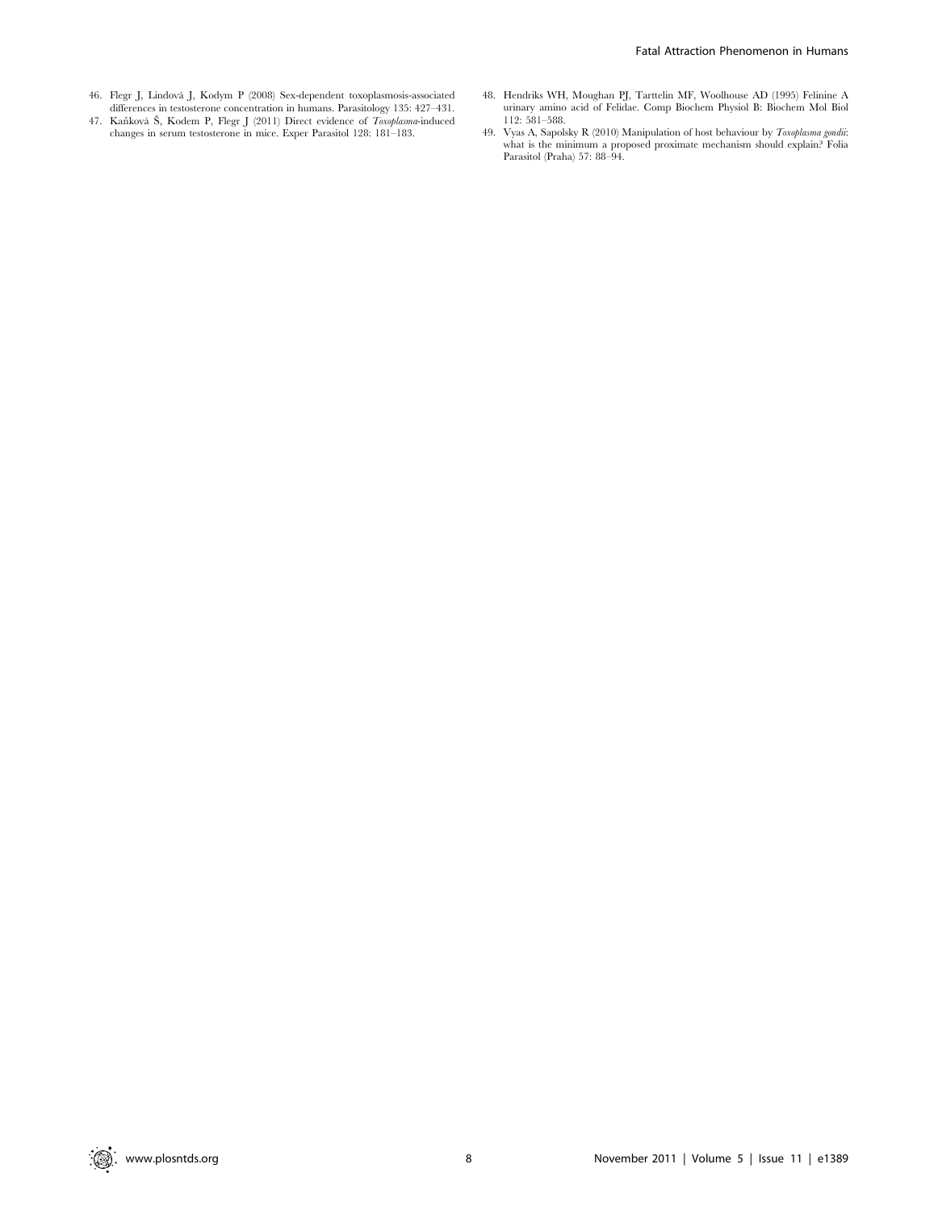46. Flegr J, Lindová J, Kodym P (2008) Sex-dependent toxoplasmosis-associated differences in testosterone concentration in humans. Parasitology 135: 427–431.
47. Kaňková Š, Kodem P, Flegr J (2011) Direct evidence of *Toxoplasma*-induced changes in serum testosterone in mice. Exper Parasitol 128: 181–183.
48. Hendriks WH, Moughan PJ, Tarttelin MF, Woolhouse AD (1995) Felinine A urinary amino acid of Felidae. Comp Biochem Physiol B: Biochem Mol Biol 112: 581–588.
49. Vyas A, Sapolsky R (2010) Manipulation of host behaviour by *Toxoplasma gondii*: what is the minimum a proposed proximate mechanism should explain? Folia Parasitol (Praha) 57: 88–94.